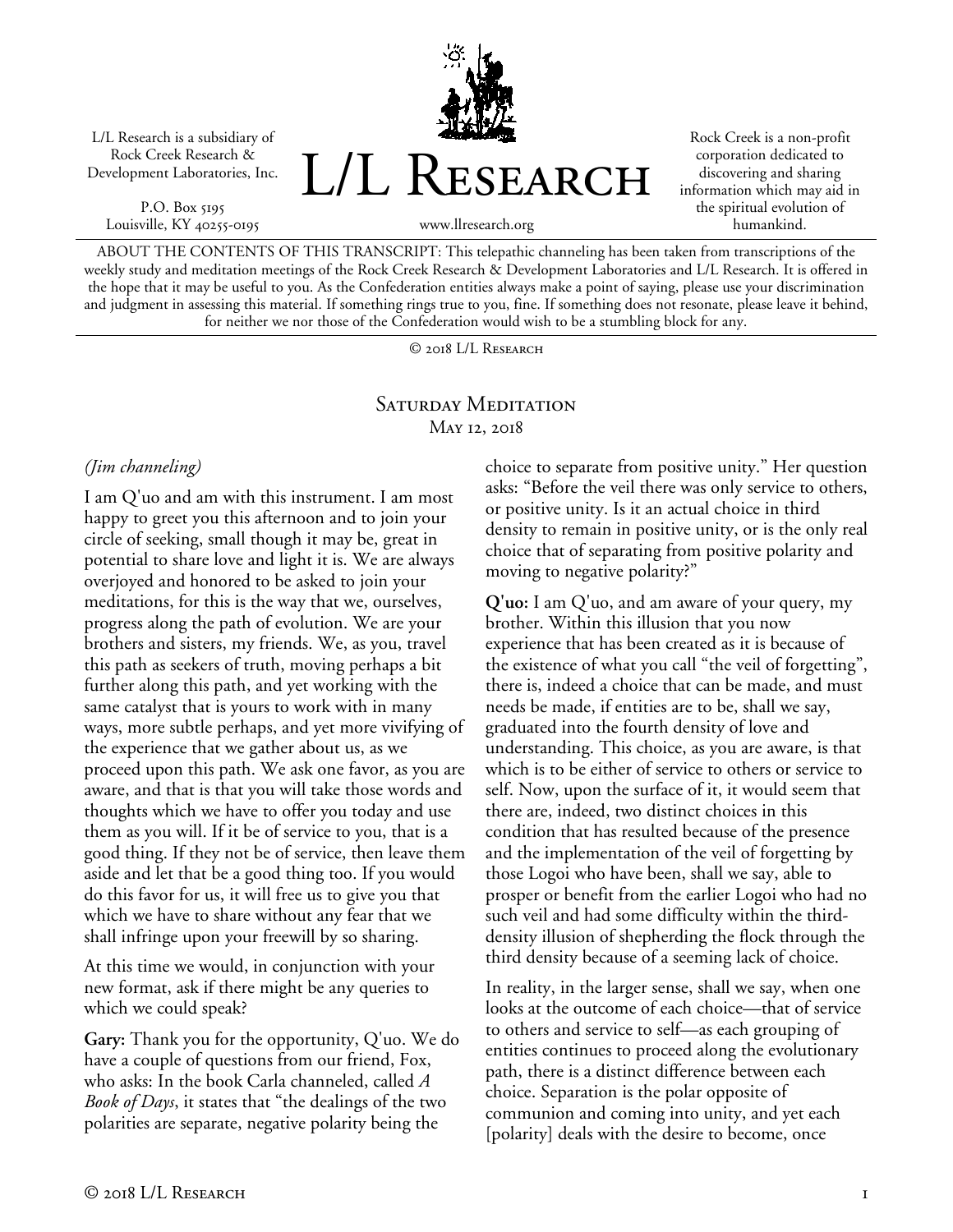L/L Research is a subsidiary of Rock Creek Research & Development Laboratories, Inc.

P.O. Box 5195
Louisville, KY 40255-0195

# L/L Research

www.llresearch.org

Rock Creek is a non-profit corporation dedicated to discovering and sharing information which may aid in the spiritual evolution of humankind.

ABOUT THE CONTENTS OF THIS TRANSCRIPT: This telepathic channeling has been taken from transcriptions of the weekly study and meditation meetings of the Rock Creek Research & Development Laboratories and L/L Research. It is offered in the hope that it may be useful to you. As the Confederation entities always make a point of saying, please use your discrimination and judgment in assessing this material. If something rings true to you, fine. If something does not resonate, please leave it behind, for neither we nor those of the Confederation would wish to be a stumbling block for any.

© 2018 L/L Research

## Saturday Meditation
### May 12, 2018

*(Jim channeling)*

I am Q'uo and am with this instrument. I am most happy to greet you this afternoon and to join your circle of seeking, small though it may be, great in potential to share love and light it is. We are always overjoyed and honored to be asked to join your meditations, for this is the way that we, ourselves, progress along the path of evolution. We are your brothers and sisters, my friends. We, as you, travel this path as seekers of truth, moving perhaps a bit further along this path, and yet working with the same catalyst that is yours to work with in many ways, more subtle perhaps, and yet more vivifying of the experience that we gather about us, as we proceed upon this path. We ask one favor, as you are aware, and that is that you will take those words and thoughts which we have to offer you today and use them as you will. If it be of service to you, that is a good thing. If they not be of service, then leave them aside and let that be a good thing too. If you would do this favor for us, it will free us to give you that which we have to share without any fear that we shall infringe upon your freewill by so sharing.

At this time we would, in conjunction with your new format, ask if there might be any queries to which we could speak?

**Gary:** Thank you for the opportunity, Q'uo. We do have a couple of questions from our friend, Fox, who asks: In the book Carla channeled, called *A Book of Days*, it states that "the dealings of the two polarities are separate, negative polarity being the choice to separate from positive unity." Her question asks: "Before the veil there was only service to others, or positive unity. Is it an actual choice in third density to remain in positive unity, or is the only real choice that of separating from positive polarity and moving to negative polarity?"

**Q'uo:** I am Q'uo, and am aware of your query, my brother. Within this illusion that you now experience that has been created as it is because of the existence of what you call "the veil of forgetting", there is, indeed a choice that can be made, and must needs be made, if entities are to be, shall we say, graduated into the fourth density of love and understanding. This choice, as you are aware, is that which is to be either of service to others or service to self. Now, upon the surface of it, it would seem that there are, indeed, two distinct choices in this condition that has resulted because of the presence and the implementation of the veil of forgetting by those Logoi who have been, shall we say, able to prosper or benefit from the earlier Logoi who had no such veil and had some difficulty within the third-density illusion of shepherding the flock through the third density because of a seeming lack of choice.

In reality, in the larger sense, shall we say, when one looks at the outcome of each choice—that of service to others and service to self—as each grouping of entities continues to proceed along the evolutionary path, there is a distinct difference between each choice. Separation is the polar opposite of communion and coming into unity, and yet each [polarity] deals with the desire to become, once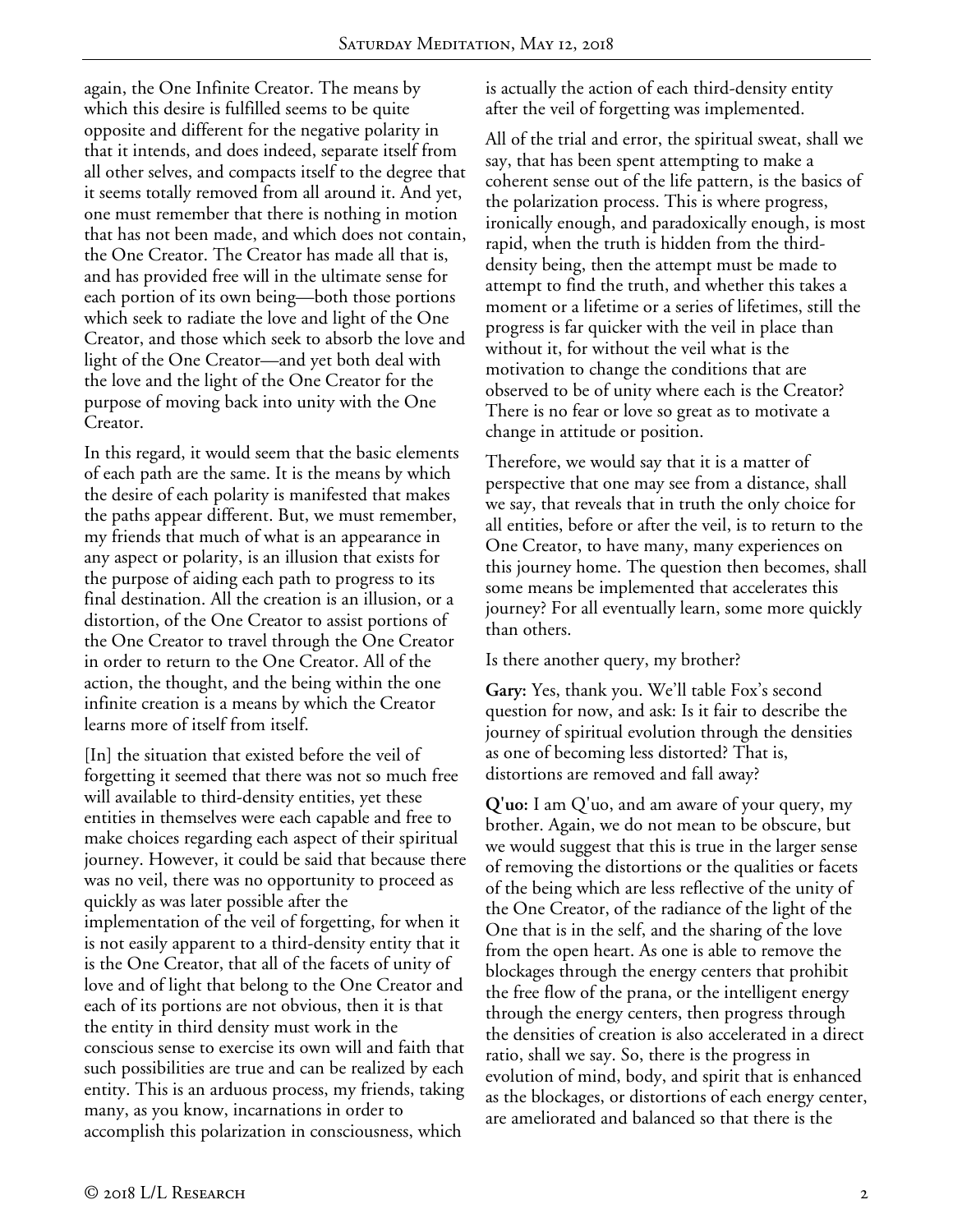again, the One Infinite Creator. The means by which this desire is fulfilled seems to be quite opposite and different for the negative polarity in that it intends, and does indeed, separate itself from all other selves, and compacts itself to the degree that it seems totally removed from all around it. And yet, one must remember that there is nothing in motion that has not been made, and which does not contain, the One Creator. The Creator has made all that is, and has provided free will in the ultimate sense for each portion of its own being—both those portions which seek to radiate the love and light of the One Creator, and those which seek to absorb the love and light of the One Creator—and yet both deal with the love and the light of the One Creator for the purpose of moving back into unity with the One Creator.

In this regard, it would seem that the basic elements of each path are the same. It is the means by which the desire of each polarity is manifested that makes the paths appear different. But, we must remember, my friends that much of what is an appearance in any aspect or polarity, is an illusion that exists for the purpose of aiding each path to progress to its final destination. All the creation is an illusion, or a distortion, of the One Creator to assist portions of the One Creator to travel through the One Creator in order to return to the One Creator. All of the action, the thought, and the being within the one infinite creation is a means by which the Creator learns more of itself from itself.

[In] the situation that existed before the veil of forgetting it seemed that there was not so much free will available to third-density entities, yet these entities in themselves were each capable and free to make choices regarding each aspect of their spiritual journey. However, it could be said that because there was no veil, there was no opportunity to proceed as quickly as was later possible after the implementation of the veil of forgetting, for when it is not easily apparent to a third-density entity that it is the One Creator, that all of the facets of unity of love and of light that belong to the One Creator and each of its portions are not obvious, then it is that the entity in third density must work in the conscious sense to exercise its own will and faith that such possibilities are true and can be realized by each entity. This is an arduous process, my friends, taking many, as you know, incarnations in order to accomplish this polarization in consciousness, which is actually the action of each third-density entity after the veil of forgetting was implemented.

All of the trial and error, the spiritual sweat, shall we say, that has been spent attempting to make a coherent sense out of the life pattern, is the basics of the polarization process. This is where progress, ironically enough, and paradoxically enough, is most rapid, when the truth is hidden from the third-density being, then the attempt must be made to attempt to find the truth, and whether this takes a moment or a lifetime or a series of lifetimes, still the progress is far quicker with the veil in place than without it, for without the veil what is the motivation to change the conditions that are observed to be of unity where each is the Creator? There is no fear or love so great as to motivate a change in attitude or position.

Therefore, we would say that it is a matter of perspective that one may see from a distance, shall we say, that reveals that in truth the only choice for all entities, before or after the veil, is to return to the One Creator, to have many, many experiences on this journey home. The question then becomes, shall some means be implemented that accelerates this journey? For all eventually learn, some more quickly than others.

Is there another query, my brother?

**Gary:** Yes, thank you. We'll table Fox's second question for now, and ask: Is it fair to describe the journey of spiritual evolution through the densities as one of becoming less distorted? That is, distortions are removed and fall away?

**Q'uo:** I am Q'uo, and am aware of your query, my brother. Again, we do not mean to be obscure, but we would suggest that this is true in the larger sense of removing the distortions or the qualities or facets of the being which are less reflective of the unity of the One Creator, of the radiance of the light of the One that is in the self, and the sharing of the love from the open heart. As one is able to remove the blockages through the energy centers that prohibit the free flow of the prana, or the intelligent energy through the energy centers, then progress through the densities of creation is also accelerated in a direct ratio, shall we say. So, there is the progress in evolution of mind, body, and spirit that is enhanced as the blockages, or distortions of each energy center, are ameliorated and balanced so that there is the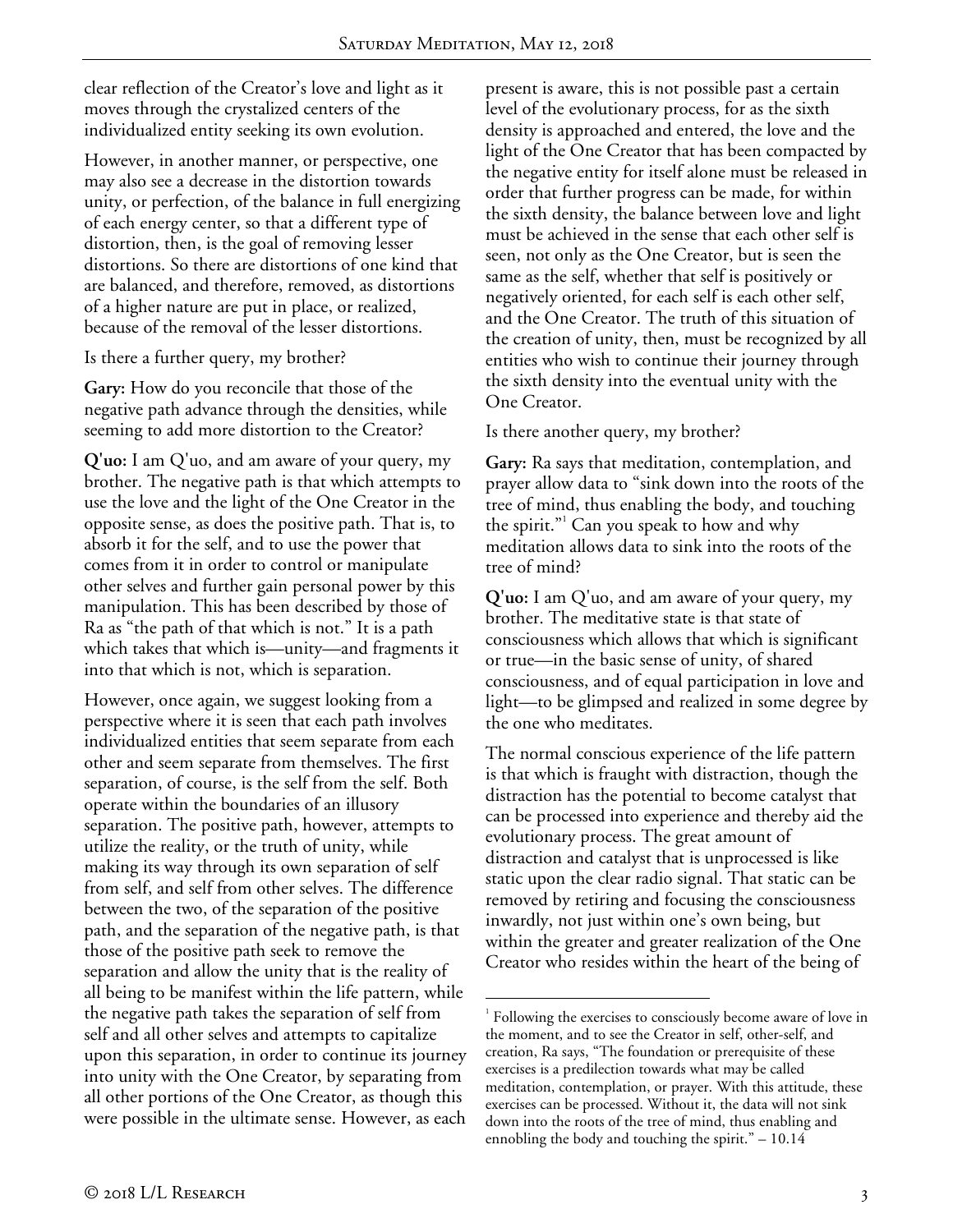clear reflection of the Creator's love and light as it moves through the crystalized centers of the individualized entity seeking its own evolution.

However, in another manner, or perspective, one may also see a decrease in the distortion towards unity, or perfection, of the balance in full energizing of each energy center, so that a different type of distortion, then, is the goal of removing lesser distortions. So there are distortions of one kind that are balanced, and therefore, removed, as distortions of a higher nature are put in place, or realized, because of the removal of the lesser distortions.

Is there a further query, my brother?

**Gary:** How do you reconcile that those of the negative path advance through the densities, while seeming to add more distortion to the Creator?

**Q'uo:** I am Q'uo, and am aware of your query, my brother. The negative path is that which attempts to use the love and the light of the One Creator in the opposite sense, as does the positive path. That is, to absorb it for the self, and to use the power that comes from it in order to control or manipulate other selves and further gain personal power by this manipulation. This has been described by those of Ra as "the path of that which is not." It is a path which takes that which is—unity—and fragments it into that which is not, which is separation.

However, once again, we suggest looking from a perspective where it is seen that each path involves individualized entities that seem separate from each other and seem separate from themselves. The first separation, of course, is the self from the self. Both operate within the boundaries of an illusory separation. The positive path, however, attempts to utilize the reality, or the truth of unity, while making its way through its own separation of self from self, and self from other selves. The difference between the two, of the separation of the positive path, and the separation of the negative path, is that those of the positive path seek to remove the separation and allow the unity that is the reality of all being to be manifest within the life pattern, while the negative path takes the separation of self from self and all other selves and attempts to capitalize upon this separation, in order to continue its journey into unity with the One Creator, by separating from all other portions of the One Creator, as though this were possible in the ultimate sense. However, as each present is aware, this is not possible past a certain level of the evolutionary process, for as the sixth density is approached and entered, the love and the light of the One Creator that has been compacted by the negative entity for itself alone must be released in order that further progress can be made, for within the sixth density, the balance between love and light must be achieved in the sense that each other self is seen, not only as the One Creator, but is seen the same as the self, whether that self is positively or negatively oriented, for each self is each other self, and the One Creator. The truth of this situation of the creation of unity, then, must be recognized by all entities who wish to continue their journey through the sixth density into the eventual unity with the One Creator.

Is there another query, my brother?

**Gary:** Ra says that meditation, contemplation, and prayer allow data to "sink down into the roots of the tree of mind, thus enabling the body, and touching the spirit."[1] Can you speak to how and why meditation allows data to sink into the roots of the tree of mind?

**Q'uo:** I am Q'uo, and am aware of your query, my brother. The meditative state is that state of consciousness which allows that which is significant or true—in the basic sense of unity, of shared consciousness, and of equal participation in love and light—to be glimpsed and realized in some degree by the one who meditates.

The normal conscious experience of the life pattern is that which is fraught with distraction, though the distraction has the potential to become catalyst that can be processed into experience and thereby aid the evolutionary process. The great amount of distraction and catalyst that is unprocessed is like static upon the clear radio signal. That static can be removed by retiring and focusing the consciousness inwardly, not just within one's own being, but within the greater and greater realization of the One Creator who resides within the heart of the being of

[1] Following the exercises to consciously become aware of love in the moment, and to see the Creator in self, other-self, and creation, Ra says, "The foundation or prerequisite of these exercises is a predilection towards what may be called meditation, contemplation, or prayer. With this attitude, these exercises can be processed. Without it, the data will not sink down into the roots of the tree of mind, thus enabling and ennobling the body and touching the spirit." – 10.14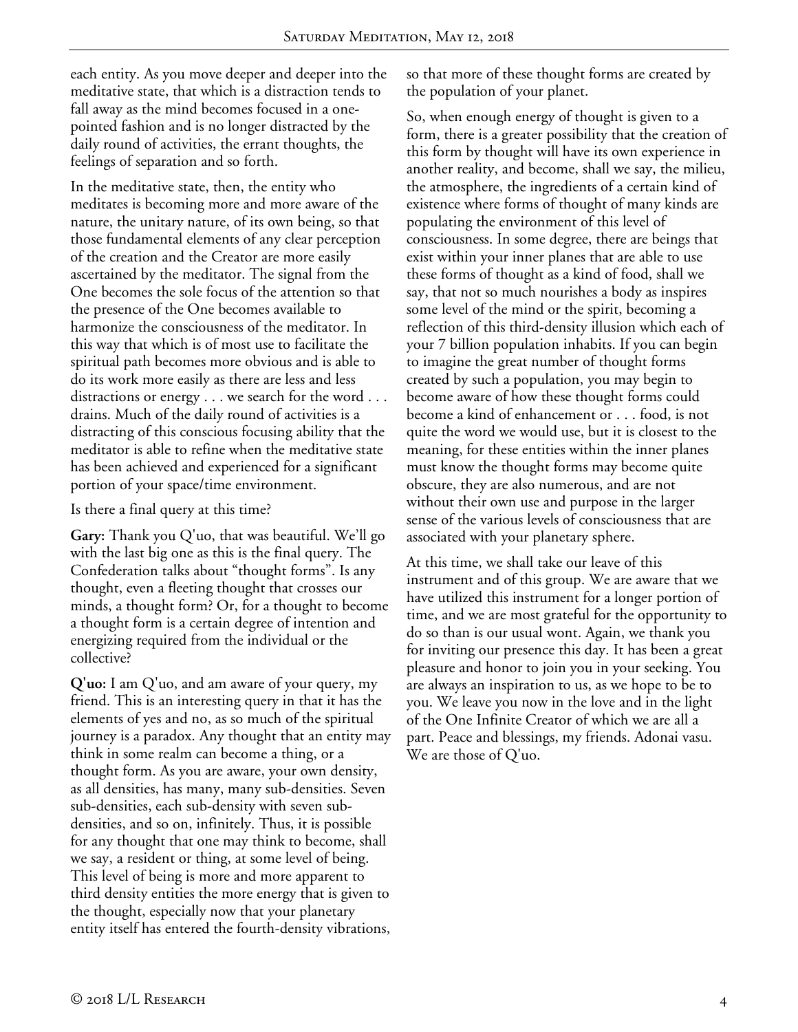each entity. As you move deeper and deeper into the meditative state, that which is a distraction tends to fall away as the mind becomes focused in a one-pointed fashion and is no longer distracted by the daily round of activities, the errant thoughts, the feelings of separation and so forth.

In the meditative state, then, the entity who meditates is becoming more and more aware of the nature, the unitary nature, of its own being, so that those fundamental elements of any clear perception of the creation and the Creator are more easily ascertained by the meditator. The signal from the One becomes the sole focus of the attention so that the presence of the One becomes available to harmonize the consciousness of the meditator. In this way that which is of most use to facilitate the spiritual path becomes more obvious and is able to do its work more easily as there are less and less distractions or energy . . . we search for the word . . . drains. Much of the daily round of activities is a distracting of this conscious focusing ability that the meditator is able to refine when the meditative state has been achieved and experienced for a significant portion of your space/time environment.

Is there a final query at this time?

**Gary:** Thank you Q'uo, that was beautiful. We'll go with the last big one as this is the final query. The Confederation talks about "thought forms". Is any thought, even a fleeting thought that crosses our minds, a thought form? Or, for a thought to become a thought form is a certain degree of intention and energizing required from the individual or the collective?

**Q'uo:** I am Q'uo, and am aware of your query, my friend. This is an interesting query in that it has the elements of yes and no, as so much of the spiritual journey is a paradox. Any thought that an entity may think in some realm can become a thing, or a thought form. As you are aware, your own density, as all densities, has many, many sub-densities. Seven sub-densities, each sub-density with seven sub-densities, and so on, infinitely. Thus, it is possible for any thought that one may think to become, shall we say, a resident or thing, at some level of being. This level of being is more and more apparent to third density entities the more energy that is given to the thought, especially now that your planetary entity itself has entered the fourth-density vibrations, so that more of these thought forms are created by the population of your planet.

So, when enough energy of thought is given to a form, there is a greater possibility that the creation of this form by thought will have its own experience in another reality, and become, shall we say, the milieu, the atmosphere, the ingredients of a certain kind of existence where forms of thought of many kinds are populating the environment of this level of consciousness. In some degree, there are beings that exist within your inner planes that are able to use these forms of thought as a kind of food, shall we say, that not so much nourishes a body as inspires some level of the mind or the spirit, becoming a reflection of this third-density illusion which each of your 7 billion population inhabits. If you can begin to imagine the great number of thought forms created by such a population, you may begin to become aware of how these thought forms could become a kind of enhancement or . . . food, is not quite the word we would use, but it is closest to the meaning, for these entities within the inner planes must know the thought forms may become quite obscure, they are also numerous, and are not without their own use and purpose in the larger sense of the various levels of consciousness that are associated with your planetary sphere.

At this time, we shall take our leave of this instrument and of this group. We are aware that we have utilized this instrument for a longer portion of time, and we are most grateful for the opportunity to do so than is our usual wont. Again, we thank you for inviting our presence this day. It has been a great pleasure and honor to join you in your seeking. You are always an inspiration to us, as we hope to be to you. We leave you now in the love and in the light of the One Infinite Creator of which we are all a part. Peace and blessings, my friends. Adonai vasu. We are those of Q'uo.